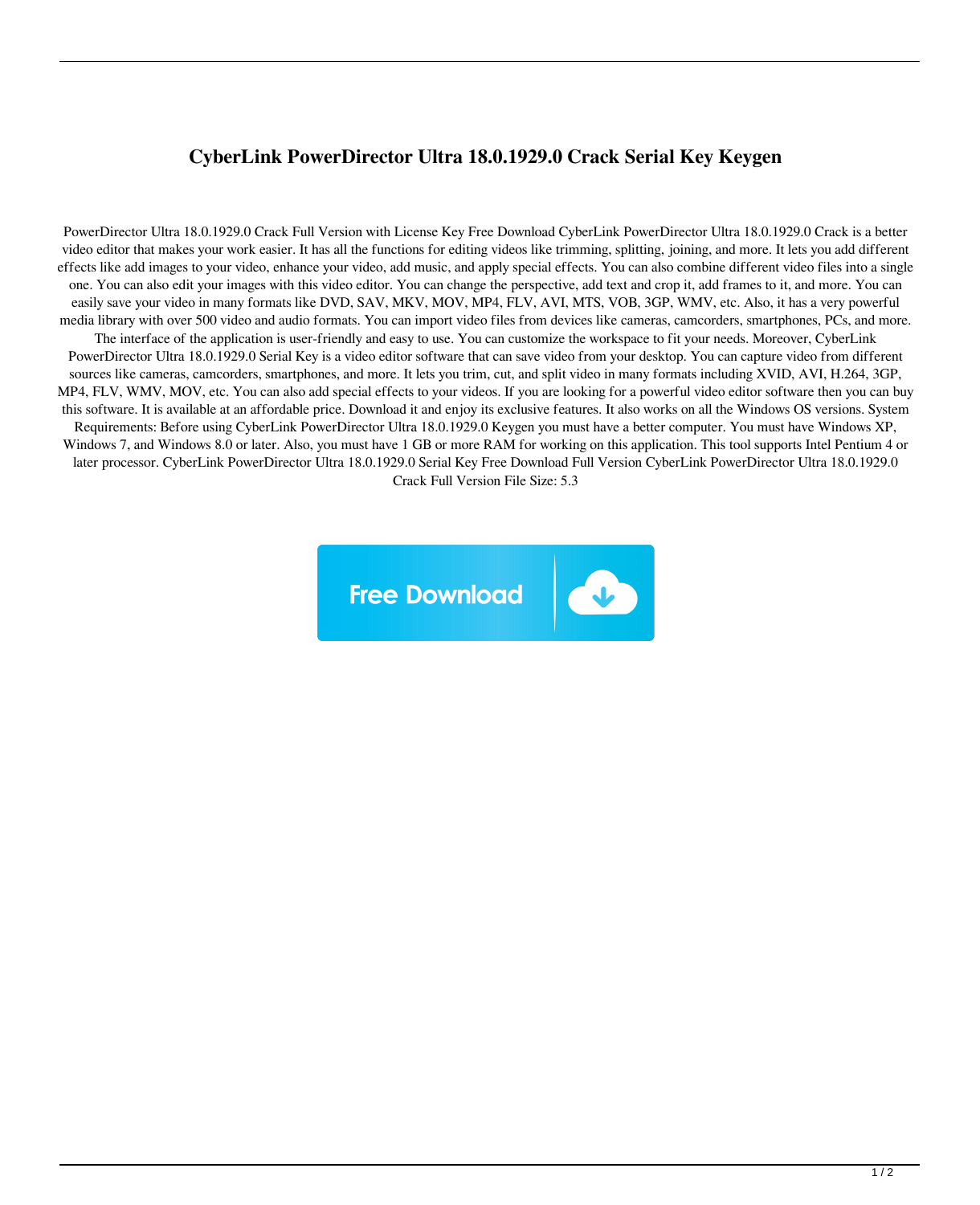# CyberLink PowerDirector Ultra 18.0.1929.0 Crack Serial Key Keygen

PowerDirector Ultra 18.0.1929.0 Crack Full Version with License Key Free Download CyberLink PowerDirector Ultra 18.0.1929.0 Crack is a better video editor that makes your work easier. It has all the functions for editing videos like trimming, splitting, joining, and more. It lets you add different effects like add images to your video, enhance your video, add music, and apply special effects. You can also combine different video files into a single one. You can also edit your images with this video editor. You can change the perspective, add text and crop it, add frames to it, and more. You can easily save your video in many formats like DVD, SAV, MKV, MOV, MP4, FLV, AVI, MTS, VOB, 3GP, WMV, etc. Also, it has a very powerful media library with over 500 video and audio formats. You can import video files from devices like cameras, camcorders, smartphones, PCs, and more. The interface of the application is user-friendly and easy to use. You can customize the workspace to fit your needs. Moreover, CyberLink PowerDirector Ultra 18.0.1929.0 Serial Key is a video editor software that can save video from your desktop. You can capture video from different sources like cameras, camcorders, smartphones, and more. It lets you trim, cut, and split video in many formats including XVID, AVI, H.264, 3GP, MP4, FLV, WMV, MOV, etc. You can also add special effects to your videos. If you are looking for a powerful video editor software then you can buy this software. It is available at an affordable price. Download it and enjoy its exclusive features. It also works on all the Windows OS versions. System Requirements: Before using CyberLink PowerDirector Ultra 18.0.1929.0 Keygen you must have a better computer. You must have Windows XP, Windows 7, and Windows 8.0 or later. Also, you must have 1 GB or more RAM for working on this application. This tool supports Intel Pentium 4 or later processor. CyberLink PowerDirector Ultra 18.0.1929.0 Serial Key Free Download Full Version CyberLink PowerDirector Ultra 18.0.1929.0 Crack Full Version File Size: 5.3

Free Download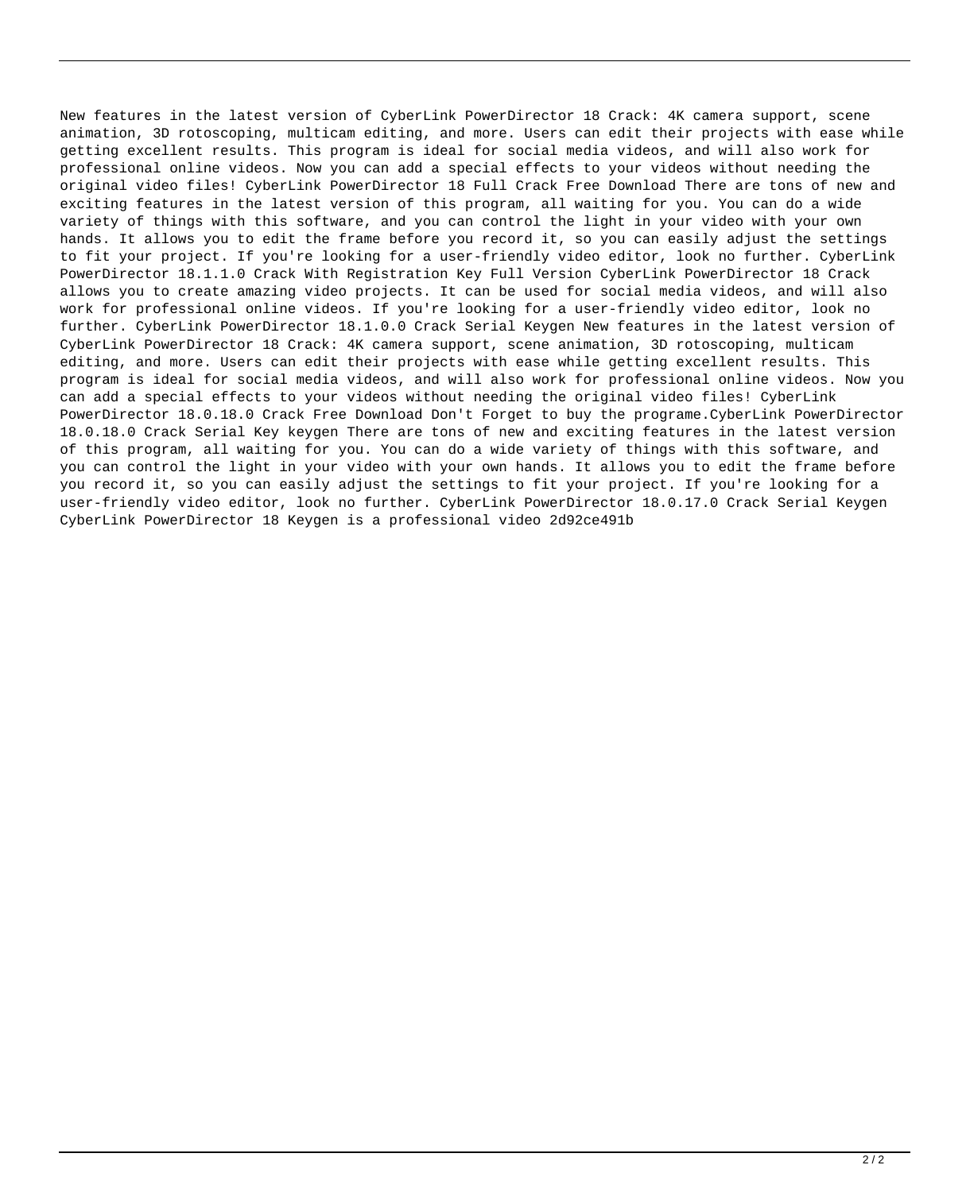New features in the latest version of CyberLink PowerDirector 18 Crack: 4K camera support, scene animation, 3D rotoscoping, multicam editing, and more. Users can edit their projects with ease while getting excellent results. This program is ideal for social media videos, and will also work for professional online videos. Now you can add a special effects to your videos without needing the original video files! CyberLink PowerDirector 18 Full Crack Free Download There are tons of new and exciting features in the latest version of this program, all waiting for you. You can do a wide variety of things with this software, and you can control the light in your video with your own hands. It allows you to edit the frame before you record it, so you can easily adjust the settings to fit your project. If you're looking for a user-friendly video editor, look no further. CyberLink PowerDirector 18.1.1.0 Crack With Registration Key Full Version CyberLink PowerDirector 18 Crack allows you to create amazing video projects. It can be used for social media videos, and will also work for professional online videos. If you're looking for a user-friendly video editor, look no further. CyberLink PowerDirector 18.1.0.0 Crack Serial Keygen New features in the latest version of CyberLink PowerDirector 18 Crack: 4K camera support, scene animation, 3D rotoscoping, multicam editing, and more. Users can edit their projects with ease while getting excellent results. This program is ideal for social media videos, and will also work for professional online videos. Now you can add a special effects to your videos without needing the original video files! CyberLink PowerDirector 18.0.18.0 Crack Free Download Don't Forget to buy the programe.CyberLink PowerDirector 18.0.18.0 Crack Serial Key keygen There are tons of new and exciting features in the latest version of this program, all waiting for you. You can do a wide variety of things with this software, and you can control the light in your video with your own hands. It allows you to edit the frame before you record it, so you can easily adjust the settings to fit your project. If you're looking for a user-friendly video editor, look no further. CyberLink PowerDirector 18.0.17.0 Crack Serial Keygen CyberLink PowerDirector 18 Keygen is a professional video 2d92ce491b